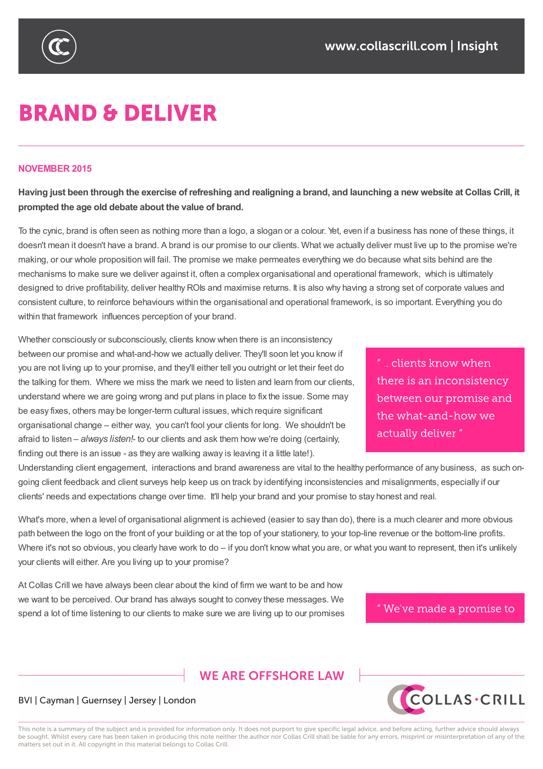# BRAND & DELIVER

**NOVEMBER 2015**

**Having just been through the exercise of refreshing and realigning a brand, and launching a new website at Collas Crill, it prompted the age old debate about the value of brand.**

To the cynic, brand is often seen as nothing more than a logo, a slogan or a colour. Yet, even if a business has none of these things, it doesn't mean it doesn't have a brand. A brand is our promise to our clients. What we actually deliver must live up to the promise we're making, or our whole proposition will fail. The promise we make permeates everything we do because what sits behind are the mechanisms to make sure we deliver against it, often a complex organisational and operational framework, which is ultimately designed to drive profitability, deliver healthy ROIs and maximise returns. It is also why having a strong set of corporate values and consistent culture, to reinforce behaviours within the organisational and operational framework, is so important. Everything you do within that framework influences perception of your brand.

Whether consciously or subconsciously, clients know when there is an inconsistency between our promise and what-and-how we actually deliver. They'll soon let you know if you are not living up to your promise, and they'll either tell you outright or let their feet do the talking for them. Where we miss the mark we need to listen and learn from our clients, understand where we are going wrong and put plans in place to fix the issue. Some may be easy fixes, others may be longer-term cultural issues, which require significant organisational change – either way, you can't fool your clients for long. We shouldn't be afraid to listen – *always listen!*- to our clients and ask them how we're doing (certainly, finding out there is an issue - as they are walking away is leaving it a little late!).

> " ...clients know when there is an inconsistency between our promise and the what-and-how we actually deliver "

Understanding client engagement, interactions and brand awareness are vital to the healthy performance of any business, as such on-going client feedback and client surveys help keep us on track by identifying inconsistencies and misalignments, especially if our clients' needs and expectations change over time. It'll help your brand and your promise to stay honest and real.

What's more, when a level of organisational alignment is achieved (easier to say than do), there is a much clearer and more obvious path between the logo on the front of your building or at the top of your stationery, to your top-line revenue or the bottom-line profits. Where it's not so obvious, you clearly have work to do – if you don't know what you are, or what you want to represent, then it's unlikely your clients will either. Are you living up to your promise?

At Collas Crill we have always been clear about the kind of firm we want to be and how we want to be perceived. Our brand has always sought to convey these messages. We spend a lot of time listening to our clients to make sure we are living up to our promises

> " We've made a promise to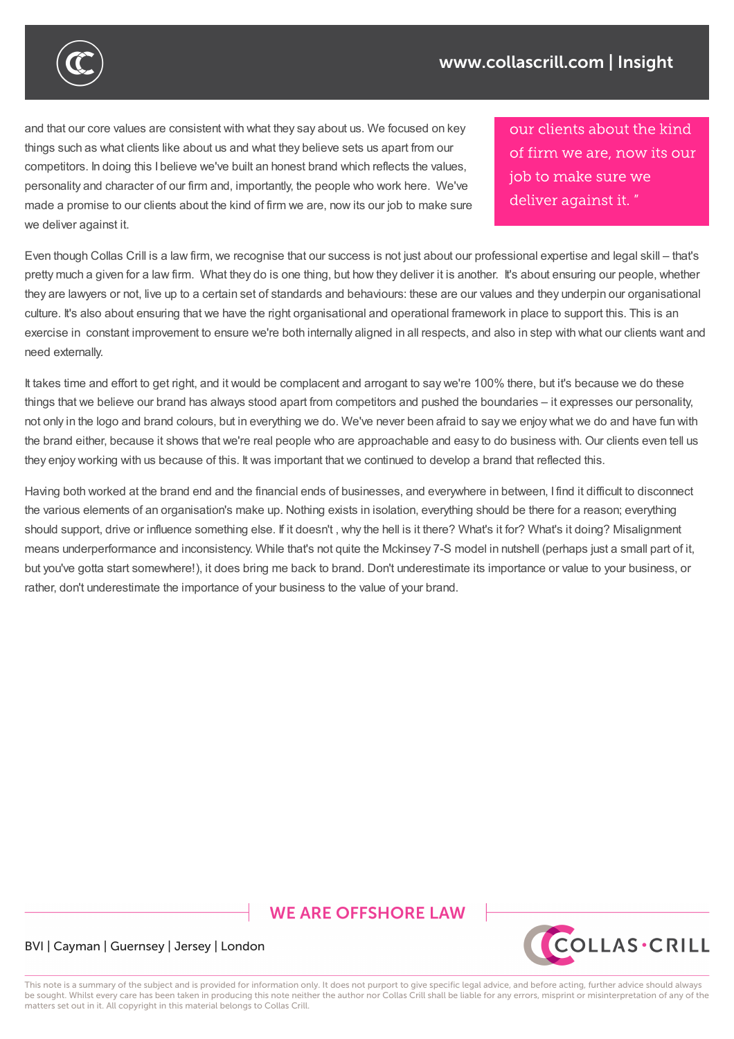and that our core values are consistent with what they say about us. We focused on key things such as what clients like about us and what they believe sets us apart from our competitors. In doing this I believe we've built an honest brand which reflects the values, personality and character of our firm and, importantly, the people who work here. We've made a promise to our clients about the kind of firm we are, now its our job to make sure we deliver against it.

> our clients about the kind of firm we are, now its our job to make sure we deliver against it. "

Even though Collas Crill is a law firm, we recognise that our success is not just about our professional expertise and legal skill – that's pretty much a given for a law firm. What they do is one thing, but how they deliver it is another. It's about ensuring our people, whether they are lawyers or not, live up to a certain set of standards and behaviours: these are our values and they underpin our organisational culture. It's also about ensuring that we have the right organisational and operational framework in place to support this. This is an exercise in constant improvement to ensure we're both internally aligned in all respects, and also in step with what our clients want and need externally.

It takes time and effort to get right, and it would be complacent and arrogant to say we're 100% there, but it's because we do these things that we believe our brand has always stood apart from competitors and pushed the boundaries – it expresses our personality, not only in the logo and brand colours, but in everything we do. We've never been afraid to say we enjoy what we do and have fun with the brand either, because it shows that we're real people who are approachable and easy to do business with. Our clients even tell us they enjoy working with us because of this. It was important that we continued to develop a brand that reflected this.

Having both worked at the brand end and the financial ends of businesses, and everywhere in between, I find it difficult to disconnect the various elements of an organisation's make up. Nothing exists in isolation, everything should be there for a reason; everything should support, drive or influence something else. If it doesn't , why the hell is it there? What's it for? What's it doing? Misalignment means underperformance and inconsistency. While that's not quite the Mckinsey 7-S model in nutshell (perhaps just a small part of it, but you've gotta start somewhere!), it does bring me back to brand. Don't underestimate its importance or value to your business, or rather, don't underestimate the importance of your business to the value of your brand.

WE ARE OFFSHORE LAW

BVI | Cayman | Guernsey | Jersey | London

This note is a summary of the subject and is provided for information only. It does not purport to give specific legal advice, and before acting, further advice should always be sought. Whilst every care has been taken in producing this note neither the author nor Collas Crill shall be liable for any errors, misprint or misinterpretation of any of the matters set out in it. All copyright in this material belongs to Collas Crill.